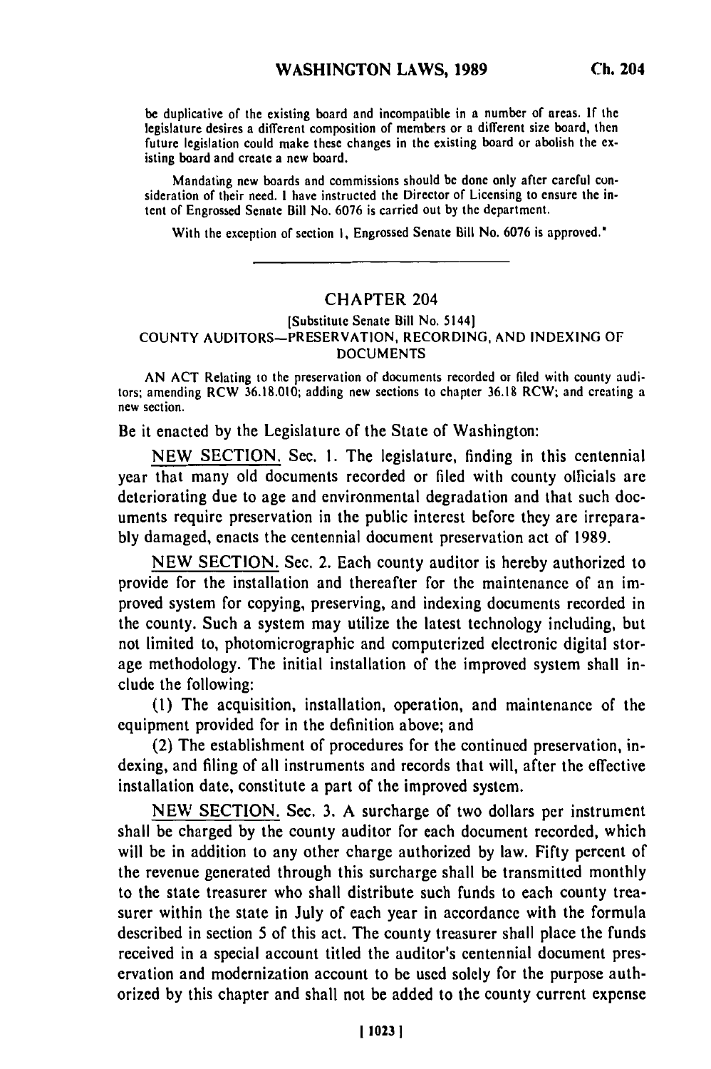be duplicative of the existing board and incompatible in a number of areas. If the legislature desires a different composition of members or a different size board, then future legislation could make these changes in the existing board or abolish the existing board and create a new board.

Mandating new boards and commissions should be done only after careful consideration of their need. I have instructed the Director of Licensing to ensure the intent of Engrossed Senate Bill No. 6076 is carried out by the department.

With the exception of section 1, Engrossed Senate Bill No. 6076 is approved."

---

## CHAPTER 204

[Substitute Senate Bill No. 5144]

COUNTY AUDITORS—PRESERVATION, RECORDING, AND INDEXING OF DOCUMENTS

AN ACT Relating to the preservation of documents recorded or filed with county auditors; amending RCW 36.18.010; adding new sections to chapter 36.18 RCW; and creating a new section.

Be it enacted by the Legislature of the State of Washington:

NEW SECTION. Sec. 1. The legislature, finding in this centennial year that many old documents recorded or filed with county officials are deteriorating due to age and environmental degradation and that such documents require preservation in the public interest before they are irreparably damaged, enacts the centennial document preservation act of 1989.

NEW SECTION. Sec. 2. Each county auditor is hereby authorized to provide for the installation and thereafter for the maintenance of an improved system for copying, preserving, and indexing documents recorded in the county. Such a system may utilize the latest technology including, but not limited to, photomicrographic and computerized electronic digital storage methodology. The initial installation of the improved system shall include the following:

(1) The acquisition, installation, operation, and maintenance of the equipment provided for in the definition above; and

(2) The establishment of procedures for the continued preservation, indexing, and filing of all instruments and records that will, after the effective installation date, constitute a part of the improved system.

NEW SECTION. Sec. 3. A surcharge of two dollars per instrument shall be charged by the county auditor for each document recorded, which will be in addition to any other charge authorized by law. Fifty percent of the revenue generated through this surcharge shall be transmitted monthly to the state treasurer who shall distribute such funds to each county treasurer within the state in July of each year in accordance with the formula described in section 5 of this act. The county treasurer shall place the funds received in a special account titled the auditor's centennial document preservation and modernization account to be used solely for the purpose authorized by this chapter and shall not be added to the county current expense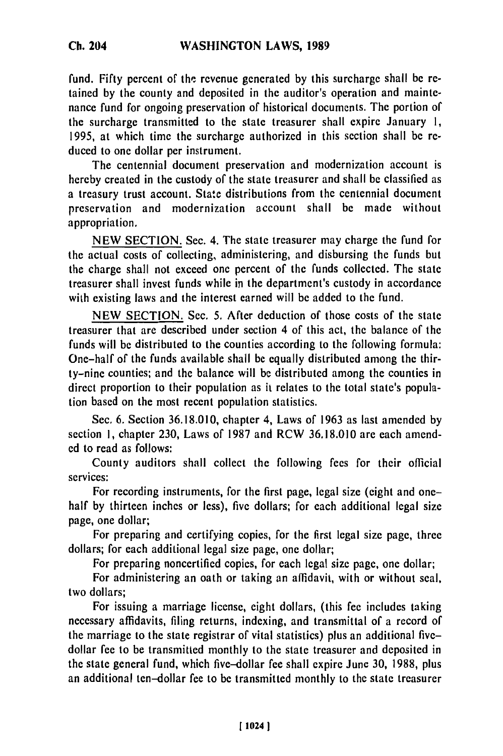fund. Fifty percent of the revenue generated by this surcharge shall be retained by the county and deposited in the auditor's operation and maintenance fund for ongoing preservation of historical documents. The portion of the surcharge transmitted to the state treasurer shall expire January 1, 1995, at which time the surcharge authorized in this section shall be reduced to one dollar per instrument.

The centennial document preservation and modernization account is hereby created in the custody of the state treasurer and shall be classified as a treasury trust account. State distributions from the centennial document preservation and modernization account shall be made without appropriation.

NEW SECTION. Sec. 4. The state treasurer may charge the fund for the actual costs of collecting, administering, and disbursing the funds but the charge shall not exceed one percent of the funds collected. The state treasurer shall invest funds while in the department's custody in accordance with existing laws and the interest earned will be added to the fund.

NEW SECTION. Sec. 5. After deduction of those costs of the state treasurer that are described under section 4 of this act, the balance of the funds will be distributed to the counties according to the following formula: One-half of the funds available shall be equally distributed among the thirty-nine counties; and the balance will be distributed among the counties in direct proportion to their population as it relates to the total state's population based on the most recent population statistics.

Sec. 6. Section 36.18.010, chapter 4, Laws of 1963 as last amended by section 1, chapter 230, Laws of 1987 and RCW 36.18.010 are each amended to read as follows:

County auditors shall collect the following fees for their official services:

For recording instruments, for the first page, legal size (eight and one-half by thirteen inches or less), five dollars; for each additional legal size page, one dollar;

For preparing and certifying copies, for the first legal size page, three dollars; for each additional legal size page, one dollar;

For preparing noncertified copies, for each legal size page, one dollar;

For administering an oath or taking an affidavit, with or without seal, two dollars;

For issuing a marriage license, eight dollars, (this fee includes taking necessary affidavits, filing returns, indexing, and transmittal of a record of the marriage to the state registrar of vital statistics) plus an additional five-dollar fee to be transmitted monthly to the state treasurer and deposited in the state general fund, which five-dollar fee shall expire June 30, 1988, plus an additional ten-dollar fee to be transmitted monthly to the state treasurer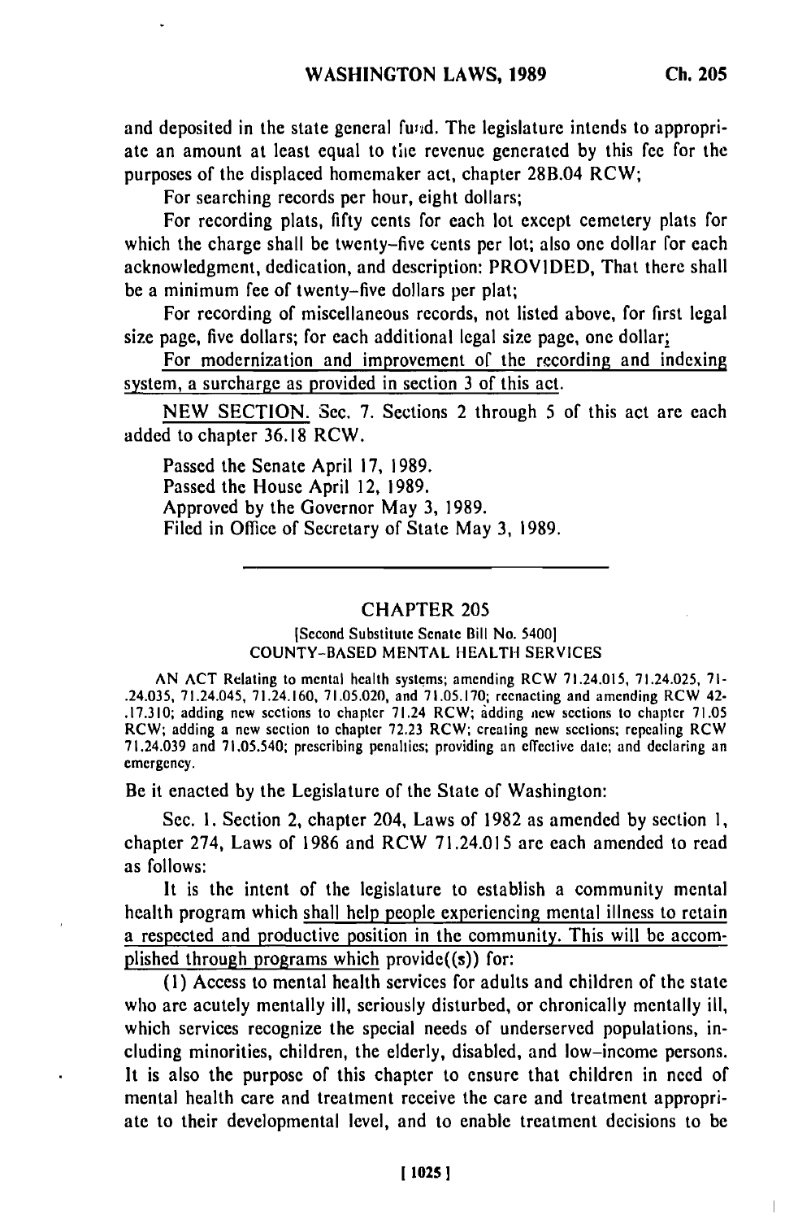and deposited in the state general fund. The legislature intends to appropriate an amount at least equal to the revenue generated by this fee for the purposes of the displaced homemaker act, chapter 28B.04 RCW;

For searching records per hour, eight dollars;

For recording plats, fifty cents for each lot except cemetery plats for which the charge shall be twenty-five cents per lot; also one dollar for each acknowledgment, dedication, and description: PROVIDED, That there shall be a minimum fee of twenty-five dollars per plat;

For recording of miscellaneous records, not listed above, for first legal size page, five dollars; for each additional legal size page, one dollar;

For modernization and improvement of the recording and indexing system, a surcharge as provided in section 3 of this act.

NEW SECTION. Sec. 7. Sections 2 through 5 of this act are each added to chapter 36.18 RCW.

Passed the Senate April 17, 1989.
Passed the House April 12, 1989.
Approved by the Governor May 3, 1989.
Filed in Office of Secretary of State May 3, 1989.

---

## CHAPTER 205

[Second Substitute Senate Bill No. 5400]
COUNTY-BASED MENTAL HEALTH SERVICES

AN ACT Relating to mental health systems; amending RCW 71.24.015, 71.24.025, 71.24.035, 71.24.045, 71.24.160, 71.05.020, and 71.05.170; reenacting and amending RCW 42.17.310; adding new sections to chapter 71.24 RCW; adding new sections to chapter 71.05 RCW; adding a new section to chapter 72.23 RCW; creating new sections; repealing RCW 71.24.039 and 71.05.540; prescribing penalties; providing an effective date; and declaring an emergency.

Be it enacted by the Legislature of the State of Washington:

Sec. 1. Section 2, chapter 204, Laws of 1982 as amended by section 1, chapter 274, Laws of 1986 and RCW 71.24.015 are each amended to read as follows:

It is the intent of the legislature to establish a community mental health program which shall help people experiencing mental illness to retain a respected and productive position in the community. This will be accomplished through programs which provide((s)) for:

(1) Access to mental health services for adults and children of the state who are acutely mentally ill, seriously disturbed, or chronically mentally ill, which services recognize the special needs of underserved populations, including minorities, children, the elderly, disabled, and low-income persons. It is also the purpose of this chapter to ensure that children in need of mental health care and treatment receive the care and treatment appropriate to their developmental level, and to enable treatment decisions to be